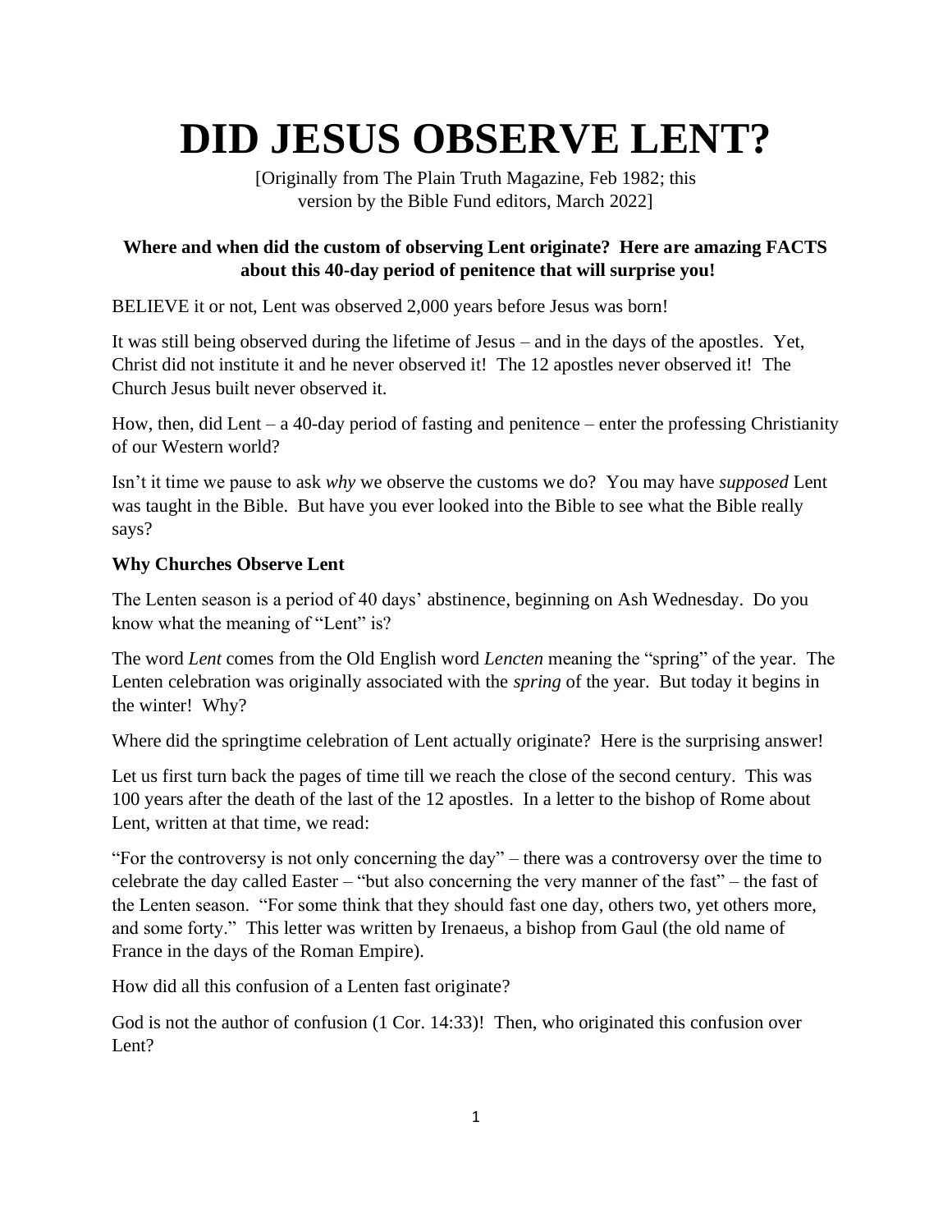# DID JESUS OBSERVE LENT?

[Originally from The Plain Truth Magazine, Feb 1982; this version by the Bible Fund editors, March 2022]

**Where and when did the custom of observing Lent originate? Here are amazing FACTS about this 40-day period of penitence that will surprise you!**

BELIEVE it or not, Lent was observed 2,000 years before Jesus was born!

It was still being observed during the lifetime of Jesus – and in the days of the apostles. Yet, Christ did not institute it and he never observed it! The 12 apostles never observed it! The Church Jesus built never observed it.

How, then, did Lent – a 40-day period of fasting and penitence – enter the professing Christianity of our Western world?

Isn't it time we pause to ask *why* we observe the customs we do? You may have *supposed* Lent was taught in the Bible. But have you ever looked into the Bible to see what the Bible really says?

### Why Churches Observe Lent

The Lenten season is a period of 40 days' abstinence, beginning on Ash Wednesday. Do you know what the meaning of "Lent" is?

The word *Lent* comes from the Old English word *Lencten* meaning the "spring" of the year. The Lenten celebration was originally associated with the *spring* of the year. But today it begins in the winter! Why?

Where did the springtime celebration of Lent actually originate? Here is the surprising answer!

Let us first turn back the pages of time till we reach the close of the second century. This was 100 years after the death of the last of the 12 apostles. In a letter to the bishop of Rome about Lent, written at that time, we read:

"For the controversy is not only concerning the day" – there was a controversy over the time to celebrate the day called Easter – "but also concerning the very manner of the fast" – the fast of the Lenten season. "For some think that they should fast one day, others two, yet others more, and some forty." This letter was written by Irenaeus, a bishop from Gaul (the old name of France in the days of the Roman Empire).

How did all this confusion of a Lenten fast originate?

God is not the author of confusion (1 Cor. 14:33)! Then, who originated this confusion over Lent?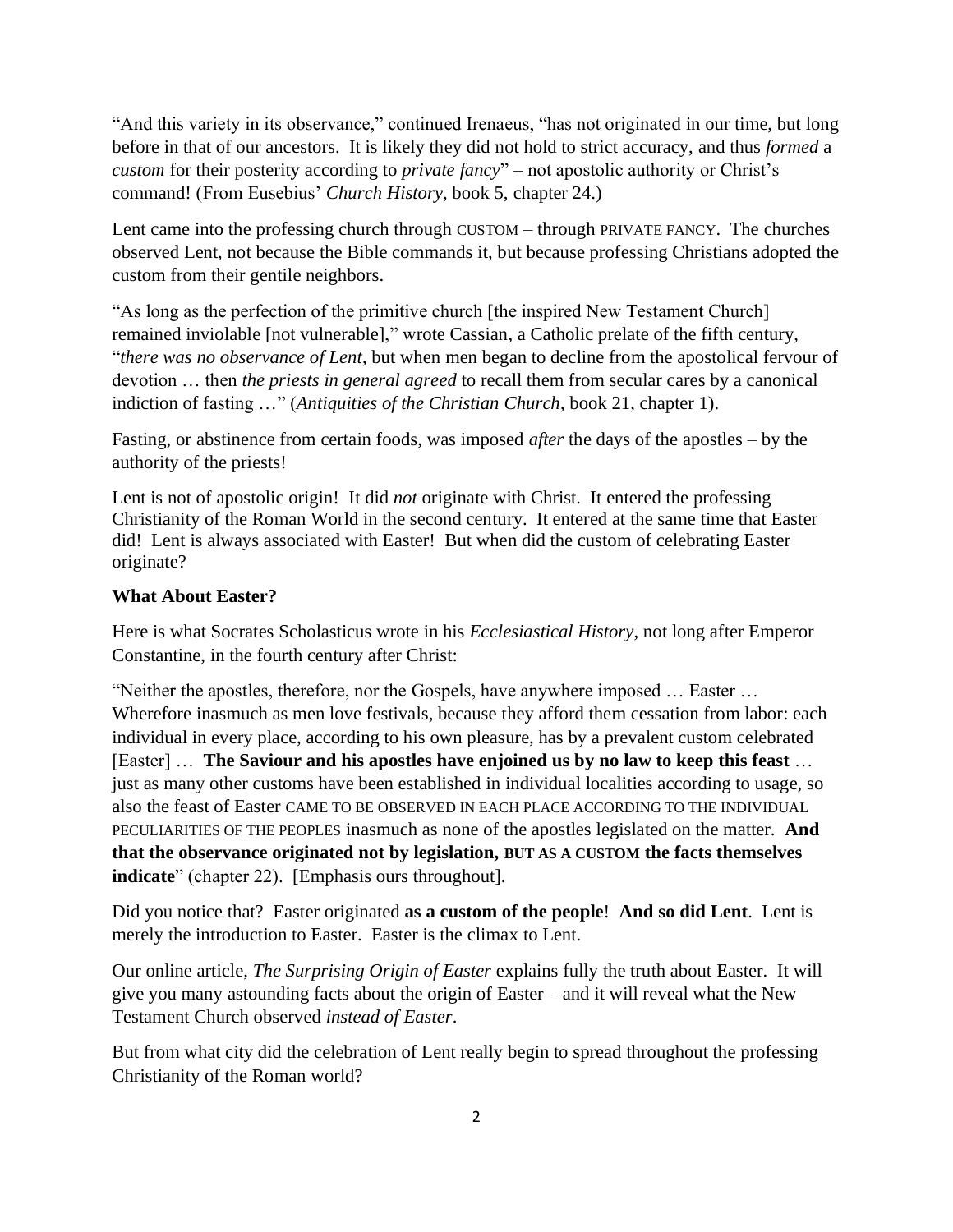"And this variety in its observance," continued Irenaeus, "has not originated in our time, but long before in that of our ancestors. It is likely they did not hold to strict accuracy, and thus *formed* a *custom* for their posterity according to *private fancy*" – not apostolic authority or Christ's command! (From Eusebius' *Church History*, book 5, chapter 24.)

Lent came into the professing church through CUSTOM – through PRIVATE FANCY. The churches observed Lent, not because the Bible commands it, but because professing Christians adopted the custom from their gentile neighbors.

"As long as the perfection of the primitive church [the inspired New Testament Church] remained inviolable [not vulnerable]," wrote Cassian, a Catholic prelate of the fifth century, "*there was no observance of Lent*, but when men began to decline from the apostolical fervour of devotion … then *the priests in general agreed* to recall them from secular cares by a canonical indiction of fasting …" (*Antiquities of the Christian Church*, book 21, chapter 1).

Fasting, or abstinence from certain foods, was imposed *after* the days of the apostles – by the authority of the priests!

Lent is not of apostolic origin! It did *not* originate with Christ. It entered the professing Christianity of the Roman World in the second century. It entered at the same time that Easter did! Lent is always associated with Easter! But when did the custom of celebrating Easter originate?

**What About Easter?**

Here is what Socrates Scholasticus wrote in his *Ecclesiastical History*, not long after Emperor Constantine, in the fourth century after Christ:

"Neither the apostles, therefore, nor the Gospels, have anywhere imposed … Easter … Wherefore inasmuch as men love festivals, because they afford them cessation from labor: each individual in every place, according to his own pleasure, has by a prevalent custom celebrated [Easter] … **The Saviour and his apostles have enjoined us by no law to keep this feast** … just as many other customs have been established in individual localities according to usage, so also the feast of Easter CAME TO BE OBSERVED IN EACH PLACE ACCORDING TO THE INDIVIDUAL PECULIARITIES OF THE PEOPLES inasmuch as none of the apostles legislated on the matter. **And that the observance originated not by legislation, BUT AS A CUSTOM the facts themselves indicate**" (chapter 22). [Emphasis ours throughout].

Did you notice that? Easter originated **as a custom of the people**! **And so did Lent**. Lent is merely the introduction to Easter. Easter is the climax to Lent.

Our online article, *The Surprising Origin of Easter* explains fully the truth about Easter. It will give you many astounding facts about the origin of Easter – and it will reveal what the New Testament Church observed *instead of Easter*.

But from what city did the celebration of Lent really begin to spread throughout the professing Christianity of the Roman world?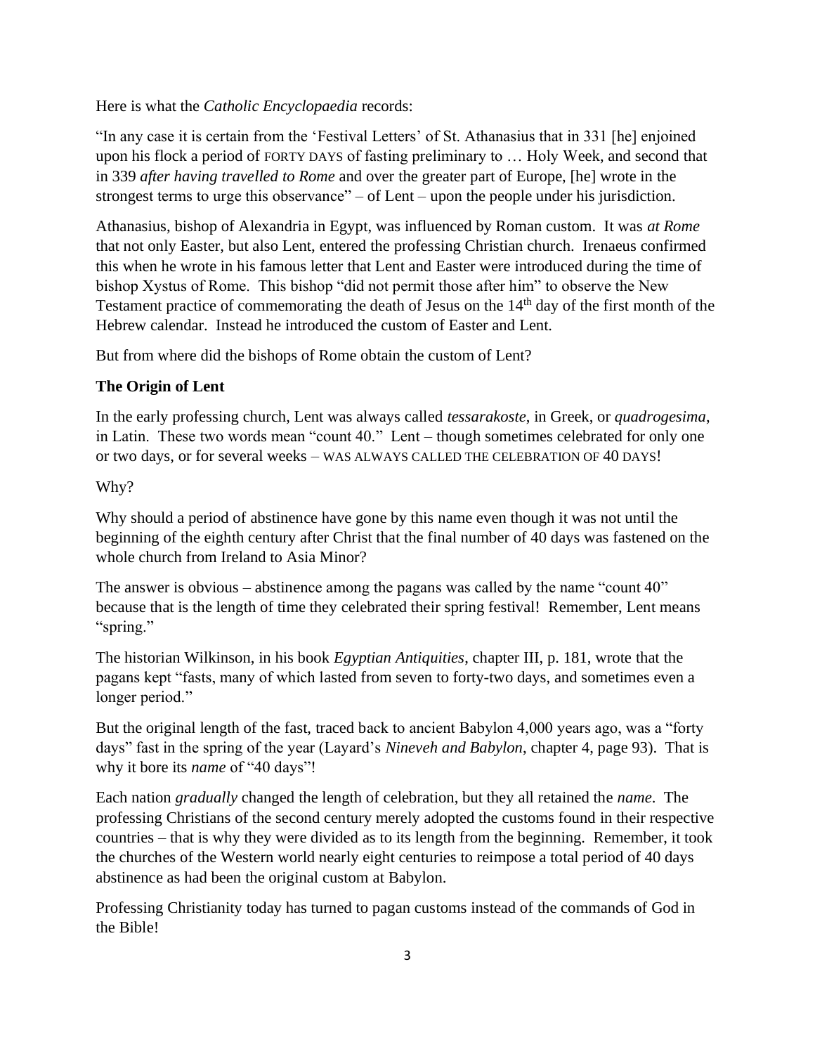Here is what the *Catholic Encyclopaedia* records:

"In any case it is certain from the 'Festival Letters' of St. Athanasius that in 331 [he] enjoined upon his flock a period of FORTY DAYS of fasting preliminary to … Holy Week, and second that in 339 *after having travelled to Rome* and over the greater part of Europe, [he] wrote in the strongest terms to urge this observance" – of Lent – upon the people under his jurisdiction.

Athanasius, bishop of Alexandria in Egypt, was influenced by Roman custom. It was *at Rome* that not only Easter, but also Lent, entered the professing Christian church. Irenaeus confirmed this when he wrote in his famous letter that Lent and Easter were introduced during the time of bishop Xystus of Rome. This bishop "did not permit those after him" to observe the New Testament practice of commemorating the death of Jesus on the 14th day of the first month of the Hebrew calendar. Instead he introduced the custom of Easter and Lent.

But from where did the bishops of Rome obtain the custom of Lent?

**The Origin of Lent**

In the early professing church, Lent was always called *tessarakoste*, in Greek, or *quadrogesima*, in Latin. These two words mean "count 40." Lent – though sometimes celebrated for only one or two days, or for several weeks – WAS ALWAYS CALLED THE CELEBRATION OF 40 DAYS!

Why?

Why should a period of abstinence have gone by this name even though it was not until the beginning of the eighth century after Christ that the final number of 40 days was fastened on the whole church from Ireland to Asia Minor?

The answer is obvious – abstinence among the pagans was called by the name "count 40" because that is the length of time they celebrated their spring festival! Remember, Lent means "spring."

The historian Wilkinson, in his book *Egyptian Antiquities*, chapter III, p. 181, wrote that the pagans kept "fasts, many of which lasted from seven to forty-two days, and sometimes even a longer period."

But the original length of the fast, traced back to ancient Babylon 4,000 years ago, was a "forty days" fast in the spring of the year (Layard's *Nineveh and Babylon*, chapter 4, page 93). That is why it bore its *name* of "40 days"!

Each nation *gradually* changed the length of celebration, but they all retained the *name*. The professing Christians of the second century merely adopted the customs found in their respective countries – that is why they were divided as to its length from the beginning. Remember, it took the churches of the Western world nearly eight centuries to reimpose a total period of 40 days abstinence as had been the original custom at Babylon.

Professing Christianity today has turned to pagan customs instead of the commands of God in the Bible!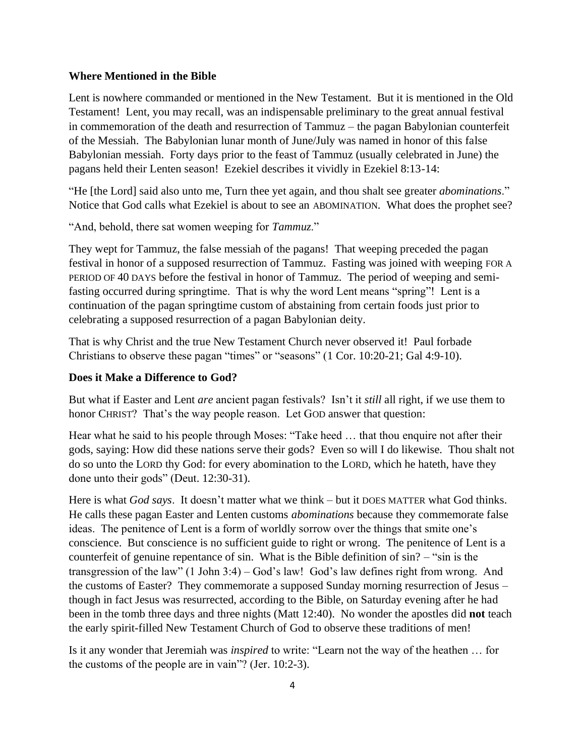### Where Mentioned in the Bible

Lent is nowhere commanded or mentioned in the New Testament. But it is mentioned in the Old Testament! Lent, you may recall, was an indispensable preliminary to the great annual festival in commemoration of the death and resurrection of Tammuz – the pagan Babylonian counterfeit of the Messiah. The Babylonian lunar month of June/July was named in honor of this false Babylonian messiah. Forty days prior to the feast of Tammuz (usually celebrated in June) the pagans held their Lenten season! Ezekiel describes it vividly in Ezekiel 8:13-14:

"He [the Lord] said also unto me, Turn thee yet again, and thou shalt see greater *abominations*." Notice that God calls what Ezekiel is about to see an ABOMINATION. What does the prophet see?

"And, behold, there sat women weeping for *Tammuz*."

They wept for Tammuz, the false messiah of the pagans! That weeping preceded the pagan festival in honor of a supposed resurrection of Tammuz. Fasting was joined with weeping FOR A PERIOD OF 40 DAYS before the festival in honor of Tammuz. The period of weeping and semi-fasting occurred during springtime. That is why the word Lent means "spring"! Lent is a continuation of the pagan springtime custom of abstaining from certain foods just prior to celebrating a supposed resurrection of a pagan Babylonian deity.

That is why Christ and the true New Testament Church never observed it! Paul forbade Christians to observe these pagan "times" or "seasons" (1 Cor. 10:20-21; Gal 4:9-10).

### Does it Make a Difference to God?

But what if Easter and Lent *are* ancient pagan festivals? Isn't it *still* all right, if we use them to honor CHRIST? That's the way people reason. Let GOD answer that question:

Hear what he said to his people through Moses: "Take heed … that thou enquire not after their gods, saying: How did these nations serve their gods? Even so will I do likewise. Thou shalt not do so unto the LORD thy God: for every abomination to the LORD, which he hateth, have they done unto their gods" (Deut. 12:30-31).

Here is what *God says*. It doesn't matter what we think – but it DOES MATTER what God thinks. He calls these pagan Easter and Lenten customs *abominations* because they commemorate false ideas. The penitence of Lent is a form of worldly sorrow over the things that smite one's conscience. But conscience is no sufficient guide to right or wrong. The penitence of Lent is a counterfeit of genuine repentance of sin. What is the Bible definition of sin? – "sin is the transgression of the law" (1 John 3:4) – God's law! God's law defines right from wrong. And the customs of Easter? They commemorate a supposed Sunday morning resurrection of Jesus – though in fact Jesus was resurrected, according to the Bible, on Saturday evening after he had been in the tomb three days and three nights (Matt 12:40). No wonder the apostles did **not** teach the early spirit-filled New Testament Church of God to observe these traditions of men!

Is it any wonder that Jeremiah was *inspired* to write: "Learn not the way of the heathen … for the customs of the people are in vain"? (Jer. 10:2-3).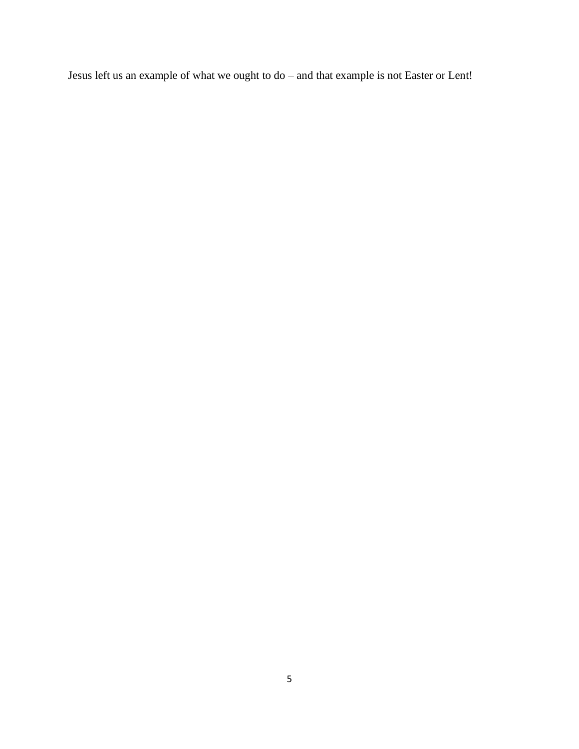Jesus left us an example of what we ought to do – and that example is not Easter or Lent!